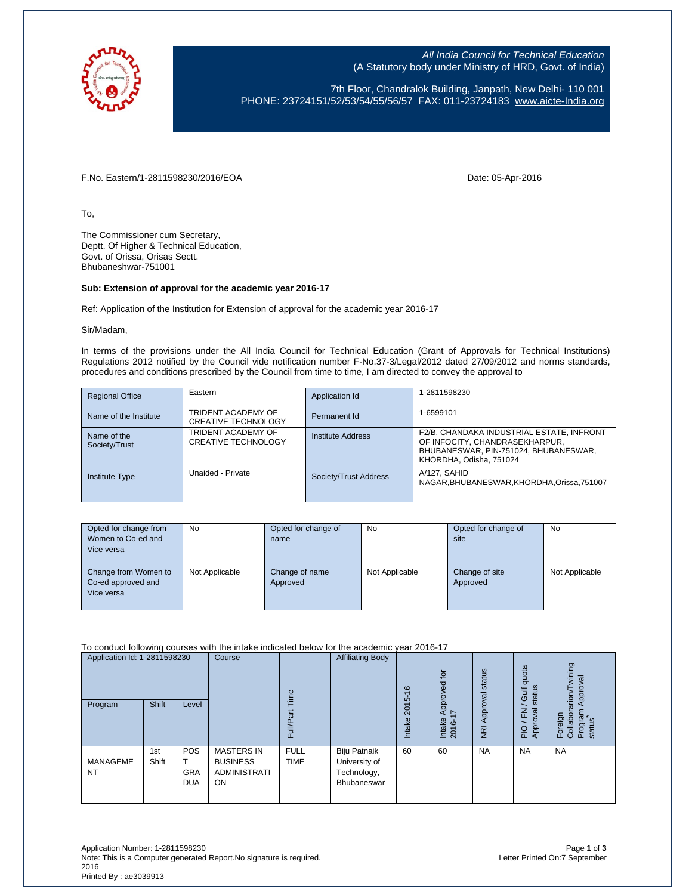*All India Council for Technical Education*
(A Statutory body under Ministry of HRD, Govt. of India)

7th Floor, Chandralok Building, Janpath, New Delhi- 110 001
PHONE: 23724151/52/53/54/55/56/57 FAX: 011-23724183 www.aicte-India.org

F.No. Eastern/1-2811598230/2016/EOA

Date: 05-Apr-2016

To,

The Commissioner cum Secretary,
Deptt. Of Higher & Technical Education,
Govt. of Orissa, Orisas Sectt.
Bhubaneshwar-751001

**Sub: Extension of approval for the academic year 2016-17**

Ref: Application of the Institution for Extension of approval for the academic year 2016-17

Sir/Madam,

In terms of the provisions under the All India Council for Technical Education (Grant of Approvals for Technical Institutions) Regulations 2012 notified by the Council vide notification number F-No.37-3/Legal/2012 dated 27/09/2012 and norms standards, procedures and conditions prescribed by the Council from time to time, I am directed to convey the approval to

| | | | |
|---|---|---|---|
| Regional Office | Eastern | Application Id | 1-2811598230 |
| Name of the Institute | TRIDENT ACADEMY OF CREATIVE TECHNOLOGY | Permanent Id | 1-6599101 |
| Name of the Society/Trust | TRIDENT ACADEMY OF CREATIVE TECHNOLOGY | Institute Address | F2/B, CHANDAKA INDUSTRIAL ESTATE, INFRONT OF INFOCITY, CHANDRASEKHARPUR, BHUBANESWAR, PIN-751024, BHUBANESWAR, KHORDHA, Odisha, 751024 |
| Institute Type | Unaided - Private | Society/Trust Address | A/127, SAHID NAGAR,BHUBANESWAR,KHORDHA,Orissa,751007 |

| | | | | | |
|---|---|---|---|---|---|
| Opted for change from Women to Co-ed and Vice versa | No | Opted for change of name | No | Opted for change of site | No |
| Change from Women to Co-ed approved and Vice versa | Not Applicable | Change of name Approved | Not Applicable | Change of site Approved | Not Applicable |

To conduct following courses with the intake indicated below for the academic year 2016-17

| Application Id: 1-2811598230 | | | Course | Full/Part Time | Affiliating Body | Intake 2015-16 | Intake Approved for 2016-17 | NRI Approval status | PIO / FN / Gulf quota Approval status | Foreign Collaborarion/Twining Program Approval status* |
|---|---|---|---|---|---|---|---|---|---|---|
| Program | Shift | Level | | | | | | | | |
| MANAGEMENT | 1st Shift | POST GRADUATION | MASTERS IN BUSINESS ADMINISTRATION | FULL TIME | Biju Patnaik University of Technology, Bhubaneswar | 60 | 60 | NA | NA | NA |

Application Number: 1-2811598230
Note: This is a Computer generated Report.No signature is required.
Letter Printed On:7 September 2016
Printed By : ae3039913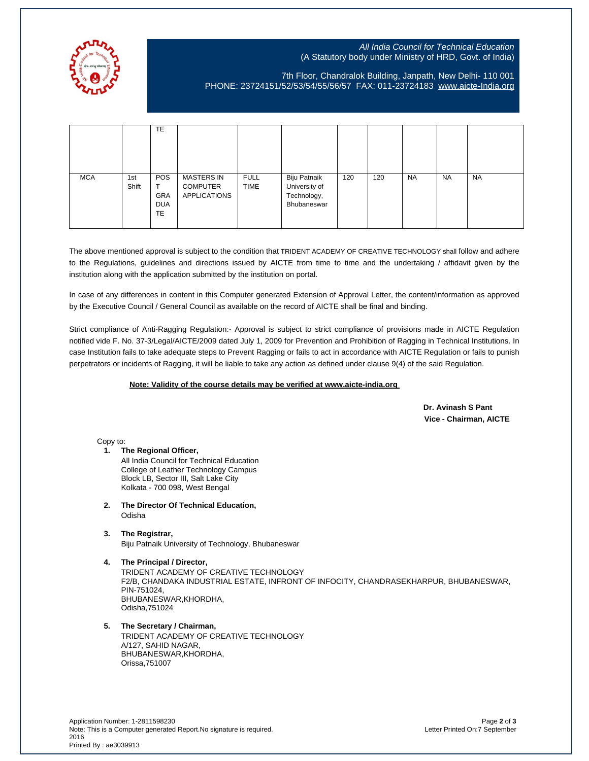| | | TE | | | | | | | | |
|---|---|---|---|---|---|---|---|---|---|---|
| MCA | 1st Shift | POST GRADUATE | MASTERS IN COMPUTER APPLICATIONS | FULL TIME | Biju Patnaik University of Technology, Bhubaneswar | 120 | 120 | NA | NA | NA |

The above mentioned approval is subject to the condition that TRIDENT ACADEMY OF CREATIVE TECHNOLOGY shall follow and adhere to the Regulations, guidelines and directions issued by AICTE from time to time and the undertaking / affidavit given by the institution along with the application submitted by the institution on portal.

In case of any differences in content in this Computer generated Extension of Approval Letter, the content/information as approved by the Executive Council / General Council as available on the record of AICTE shall be final and binding.

Strict compliance of Anti-Ragging Regulation:- Approval is subject to strict compliance of provisions made in AICTE Regulation notified vide F. No. 37-3/Legal/AICTE/2009 dated July 1, 2009 for Prevention and Prohibition of Ragging in Technical Institutions. In case Institution fails to take adequate steps to Prevent Ragging or fails to act in accordance with AICTE Regulation or fails to punish perpetrators or incidents of Ragging, it will be liable to take any action as defined under clause 9(4) of the said Regulation.

**Note: Validity of the course details may be verified at www.aicte-india.org**

**Dr. Avinash S Pant**
**Vice - Chairman, AICTE**

Copy to:

1. **The Regional Officer,**
   All India Council for Technical Education
   College of Leather Technology Campus
   Block LB, Sector III, Salt Lake City
   Kolkata - 700 098, West Bengal

2. **The Director Of Technical Education,**
   Odisha

3. **The Registrar,**
   Biju Patnaik University of Technology, Bhubaneswar

4. **The Principal / Director,**
   TRIDENT ACADEMY OF CREATIVE TECHNOLOGY
   F2/B, CHANDAKA INDUSTRIAL ESTATE, INFRONT OF INFOCITY, CHANDRASEKHARPUR, BHUBANESWAR, PIN-751024,
   BHUBANESWAR,KHORDHA,
   Odisha,751024

5. **The Secretary / Chairman,**
   TRIDENT ACADEMY OF CREATIVE TECHNOLOGY
   A/127, SAHID NAGAR,
   BHUBANESWAR,KHORDHA,
   Orissa,751007

Application Number: 1-2811598230
Note: This is a Computer generated Report.No signature is required.
Letter Printed On:7 September 2016
Printed By : ae3039913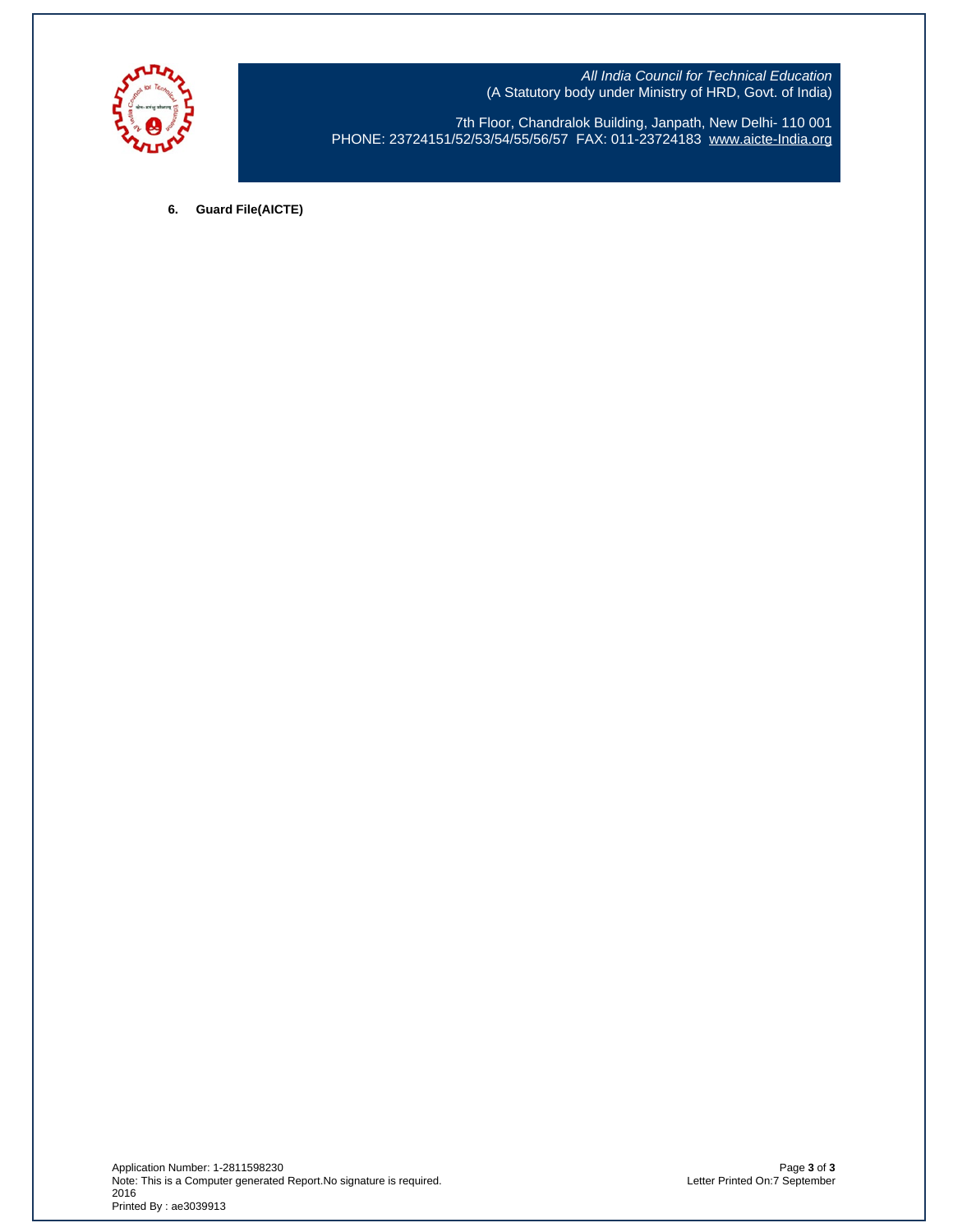6. **Guard File(AICTE)**